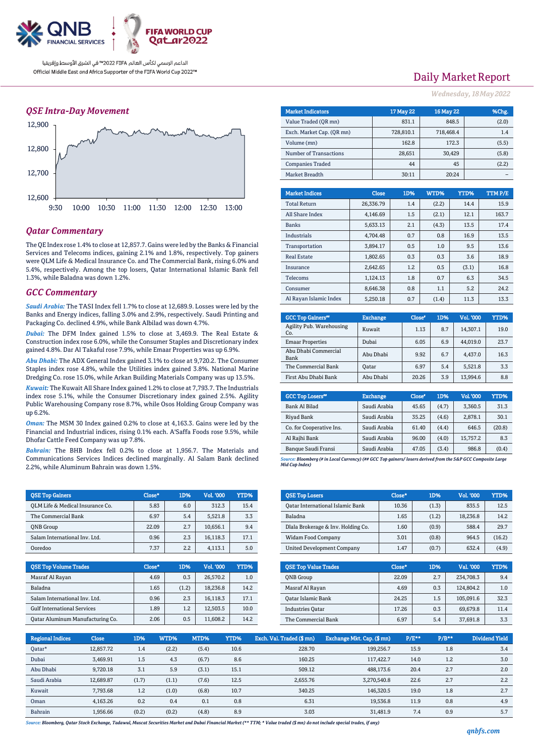الداعم الرسمي لكأس العالم FIFA 2022™ في الشرق الأوسط وإفريقيا

Official Middle East and Africa Supporter of the FIFA World Cup 2022™

# Daily Market Report

*Wednesday, 18 May 2022*

## QSE Intra-Day Movement

## Qatar Commentary

The QE Index rose 1.4% to close at 12,857.7. Gains were led by the Banks & Financial Services and Telecoms indices, gaining 2.1% and 1.8%, respectively. Top gainers were QLM Life & Medical Insurance Co. and The Commercial Bank, rising 6.0% and 5.4%, respectively. Among the top losers, Qatar International Islamic Bank fell 1.3%, while Baladna was down 1.2%.

## GCC Commentary

*Saudi Arabia:* The TASI Index fell 1.7% to close at 12,689.9. Losses were led by the Banks and Energy indices, falling 3.0% and 2.9%, respectively. Saudi Printing and Packaging Co. declined 4.9%, while Bank Albilad was down 4.7%.

*Dubai:* The DFM Index gained 1.5% to close at 3,469.9. The Real Estate & Construction index rose 6.0%, while the Consumer Staples and Discretionary index gained 4.8%. Dar Al Takaful rose 7.9%, while Emaar Properties was up 6.9%.

*Abu Dhabi:* The ADX General Index gained 3.1% to close at 9,720.2. The Consumer Staples index rose 4.8%, while the Utilities index gained 3.8%. National Marine Dredging Co. rose 15.0%, while Arkan Building Materials Company was up 13.5%.

*Kuwait:* The Kuwait All Share Index gained 1.2% to close at 7,793.7. The Industrials index rose 5.1%, while the Consumer Discretionary index gained 2.5%. Agility Public Warehousing Company rose 8.7%, while Osos Holding Group Company was up 6.2%.

*Oman:* The MSM 30 Index gained 0.2% to close at 4,163.3. Gains were led by the Financial and Industrial indices, rising 0.1% each. A'Saffa Foods rose 9.5%, while Dhofar Cattle Feed Company was up 7.8%.

*Bahrain:* The BHB Index fell 0.2% to close at 1,956.7. The Materials and Communications Services Indices declined marginally. Al Salam Bank declined 2.2%, while Aluminum Bahrain was down 1.5%.

| Market Indicators | 17 May 22 | 16 May 22 | %Chg. |
|---|---|---|---|
| Value Traded (QR mn) | 831.1 | 848.5 | (2.0) |
| Exch. Market Cap. (QR mn) | 728,810.1 | 718,468.4 | 1.4 |
| Volume (mn) | 162.8 | 172.3 | (5.5) |
| Number of Transactions | 28,651 | 30,429 | (5.8) |
| Companies Traded | 44 | 45 | (2.2) |
| Market Breadth | 30:11 | 20:24 | – |

| Market Indices | Close | 1D% | WTD% | YTD% | TTM P/E |
|---|---|---|---|---|---|
| Total Return | 26,336.79 | 1.4 | (2.2) | 14.4 | 15.9 |
| All Share Index | 4,146.69 | 1.5 | (2.1) | 12.1 | 163.7 |
| Banks | 5,633.13 | 2.1 | (4.3) | 13.5 | 17.4 |
| Industrials | 4,704.48 | 0.7 | 0.8 | 16.9 | 13.5 |
| Transportation | 3,894.17 | 0.5 | 1.0 | 9.5 | 13.6 |
| Real Estate | 1,802.65 | 0.3 | 0.3 | 3.6 | 18.9 |
| Insurance | 2,642.65 | 1.2 | 0.5 | (3.1) | 16.8 |
| Telecoms | 1,124.13 | 1.8 | 0.7 | 6.3 | 34.5 |
| Consumer | 8,646.38 | 0.8 | 1.1 | 5.2 | 24.2 |
| Al Rayan Islamic Index | 5,250.18 | 0.7 | (1.4) | 11.3 | 13.3 |

| GCC Top Gainers## | Exchange | Close# | 1D% | Vol. '000 | YTD% |
|---|---|---|---|---|---|
| Agility Pub. Warehousing Co. | Kuwait | 1.13 | 8.7 | 14,307.1 | 19.0 |
| Emaar Properties | Dubai | 6.05 | 6.9 | 44,019.0 | 23.7 |
| Abu Dhabi Commercial Bank | Abu Dhabi | 9.92 | 6.7 | 4,437.0 | 16.3 |
| The Commercial Bank | Qatar | 6.97 | 5.4 | 5,521.8 | 3.3 |
| First Abu Dhabi Bank | Abu Dhabi | 20.26 | 3.9 | 13,994.6 | 8.8 |

| GCC Top Losers## | Exchange | Close# | 1D% | Vol. '000 | YTD% |
|---|---|---|---|---|---|
| Bank Al Bilad | Saudi Arabia | 45.65 | (4.7) | 3,360.5 | 31.3 |
| Riyad Bank | Saudi Arabia | 35.25 | (4.6) | 2,878.1 | 30.1 |
| Co. for Cooperative Ins. | Saudi Arabia | 61.40 | (4.4) | 646.5 | (20.8) |
| Al Rajhi Bank | Saudi Arabia | 96.00 | (4.0) | 15,757.2 | 8.3 |
| Banque Saudi Fransi | Saudi Arabia | 47.05 | (3.4) | 986.8 | (0.4) |

*Source: Bloomberg (# in Local Currency) (## GCC Top gainers/ losers derived from the S&P GCC Composite Large Mid Cap Index)*

| QSE Top Gainers | Close* | 1D% | Vol. '000 | YTD% |
|---|---|---|---|---|
| QLM Life & Medical Insurance Co. | 5.83 | 6.0 | 312.3 | 15.4 |
| The Commercial Bank | 6.97 | 5.4 | 5,521.8 | 3.3 |
| QNB Group | 22.09 | 2.7 | 10,656.1 | 9.4 |
| Salam International Inv. Ltd. | 0.96 | 2.3 | 16,118.3 | 17.1 |
| Ooredoo | 7.37 | 2.2 | 4,113.1 | 5.0 |

| QSE Top Losers | Close* | 1D% | Vol. '000 | YTD% |
|---|---|---|---|---|
| Qatar International Islamic Bank | 10.36 | (1.3) | 835.5 | 12.5 |
| Baladna | 1.65 | (1.2) | 18,236.8 | 14.2 |
| Dlala Brokerage & Inv. Holding Co. | 1.60 | (0.9) | 588.4 | 29.7 |
| Widam Food Company | 3.01 | (0.8) | 964.5 | (16.2) |
| United Development Company | 1.47 | (0.7) | 632.4 | (4.9) |

| QSE Top Volume Trades | Close* | 1D% | Vol. '000 | YTD% |
|---|---|---|---|---|
| Masraf Al Rayan | 4.69 | 0.3 | 26,570.2 | 1.0 |
| Baladna | 1.65 | (1.2) | 18,236.8 | 14.2 |
| Salam International Inv. Ltd. | 0.96 | 2.3 | 16,118.3 | 17.1 |
| Gulf International Services | 1.89 | 1.2 | 12,503.5 | 10.0 |
| Qatar Aluminum Manufacturing Co. | 2.06 | 0.5 | 11,608.2 | 14.2 |

| QSE Top Value Trades | Close* | 1D% | Val. '000 | YTD% |
|---|---|---|---|---|
| QNB Group | 22.09 | 2.7 | 234,708.3 | 9.4 |
| Masraf Al Rayan | 4.69 | 0.3 | 124,804.2 | 1.0 |
| Qatar Islamic Bank | 24.25 | 1.5 | 105,091.6 | 32.3 |
| Industries Qatar | 17.26 | 0.3 | 69,679.8 | 11.4 |
| The Commercial Bank | 6.97 | 5.4 | 37,691.8 | 3.3 |

| Regional Indices | Close | 1D% | WTD% | MTD% | YTD% | Exch. Val. Traded ($ mn) | Exchange Mkt. Cap. ($ mn) | P/E** | P/B** | Dividend Yield |
|---|---|---|---|---|---|---|---|---|---|---|
| Qatar* | 12,857.72 | 1.4 | (2.2) | (5.4) | 10.6 | 228.70 | 199,256.7 | 15.9 | 1.8 | 3.4 |
| Dubai | 3,469.91 | 1.5 | 4.3 | (6.7) | 8.6 | 160.25 | 117,422.7 | 14.0 | 1.2 | 3.0 |
| Abu Dhabi | 9,720.18 | 3.1 | 5.9 | (3.1) | 15.1 | 509.12 | 488,173.6 | 20.4 | 2.7 | 2.0 |
| Saudi Arabia | 12,689.87 | (1.7) | (1.1) | (7.6) | 12.5 | 2,655.76 | 3,270,540.8 | 22.6 | 2.7 | 2.2 |
| Kuwait | 7,793.68 | 1.2 | (1.0) | (6.8) | 10.7 | 340.25 | 146,320.5 | 19.0 | 1.8 | 2.7 |
| Oman | 4,163.26 | 0.2 | 0.4 | 0.1 | 0.8 | 6.31 | 19,536.8 | 11.9 | 0.8 | 4.9 |
| Bahrain | 1,956.66 | (0.2) | (0.2) | (4.8) | 8.9 | 3.03 | 31,481.9 | 7.4 | 0.9 | 5.7 |

*Source: Bloomberg, Qatar Stock Exchange, Tadawul, Muscat Securities Market and Dubai Financial Market (** TTM; * Value traded ($ mn) do not include special trades, if any)*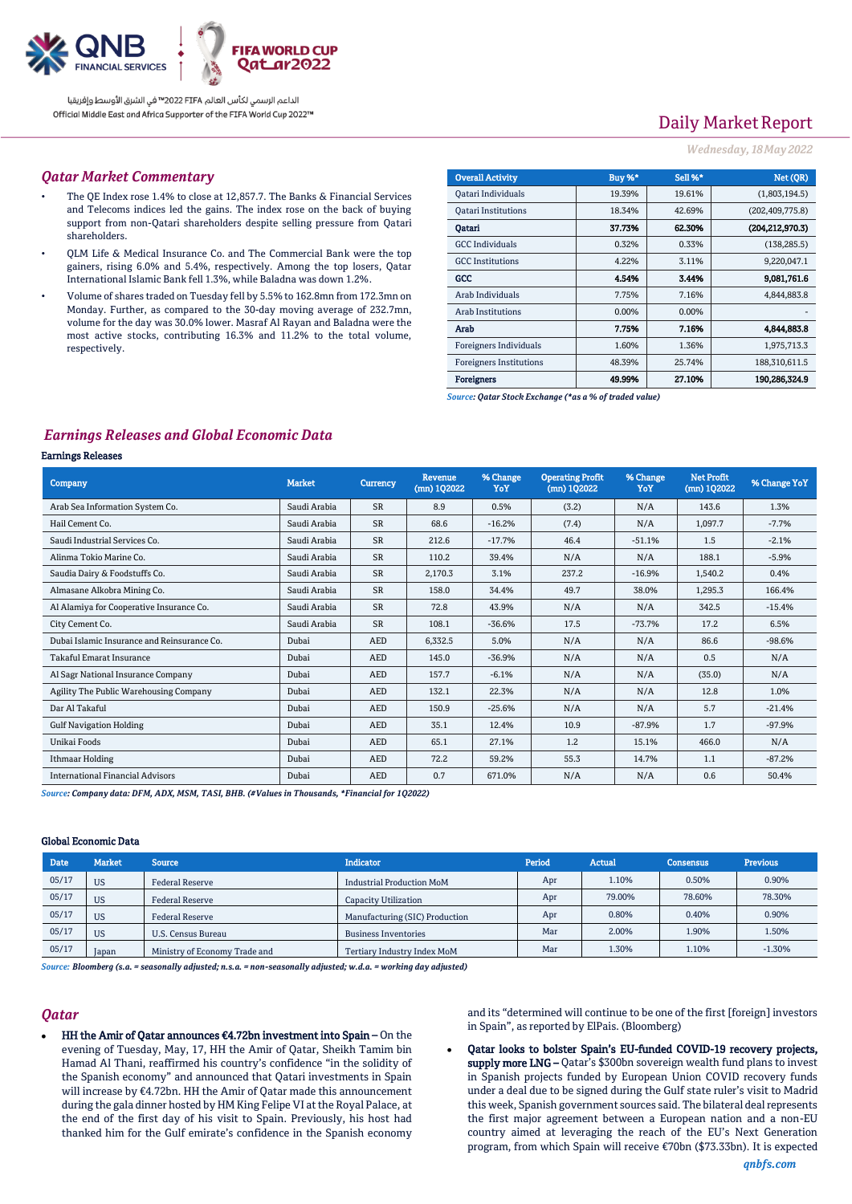Daily Market Report

*Wednesday, 18 May 2022*

## Qatar Market Commentary

- The QE Index rose 1.4% to close at 12,857.7. The Banks & Financial Services and Telecoms indices led the gains. The index rose on the back of buying support from non-Qatari shareholders despite selling pressure from Qatari shareholders.
- QLM Life & Medical Insurance Co. and The Commercial Bank were the top gainers, rising 6.0% and 5.4%, respectively. Among the top losers, Qatar International Islamic Bank fell 1.3%, while Baladna was down 1.2%.
- Volume of shares traded on Tuesday fell by 5.5% to 162.8mn from 172.3mn on Monday. Further, as compared to the 30-day moving average of 232.7mn, volume for the day was 30.0% lower. Masraf Al Rayan and Baladna were the most active stocks, contributing 16.3% and 11.2% to the total volume, respectively.

| Overall Activity | Buy %* | Sell %* | Net (QR) |
|---|---|---|---|
| Qatari Individuals | 19.39% | 19.61% | (1,803,194.5) |
| Qatari Institutions | 18.34% | 42.69% | (202,409,775.8) |
| **Qatari** | **37.73%** | **62.30%** | **(204,212,970.3)** |
| GCC Individuals | 0.32% | 0.33% | (138,285.5) |
| GCC Institutions | 4.22% | 3.11% | 9,220,047.1 |
| **GCC** | **4.54%** | **3.44%** | **9,081,761.6** |
| Arab Individuals | 7.75% | 7.16% | 4,844,883.8 |
| Arab Institutions | 0.00% | 0.00% | - |
| **Arab** | **7.75%** | **7.16%** | **4,844,883.8** |
| Foreigners Individuals | 1.60% | 1.36% | 1,975,713.3 |
| Foreigners Institutions | 48.39% | 25.74% | 188,310,611.5 |
| **Foreigners** | **49.99%** | **27.10%** | **190,286,324.9** |

*Source: Qatar Stock Exchange (\*as a % of traded value)*

## Earnings Releases and Global Economic Data

### Earnings Releases

| Company | Market | Currency | Revenue (mn) 1Q2022 | % Change YoY | Operating Profit (mn) 1Q2022 | % Change YoY | Net Profit (mn) 1Q2022 | % Change YoY |
|---|---|---|---|---|---|---|---|---|
| Arab Sea Information System Co. | Saudi Arabia | SR | 8.9 | 0.5% | (3.2) | N/A | 143.6 | 1.3% |
| Hail Cement Co. | Saudi Arabia | SR | 68.6 | -16.2% | (7.4) | N/A | 1,097.7 | -7.7% |
| Saudi Industrial Services Co. | Saudi Arabia | SR | 212.6 | -17.7% | 46.4 | -51.1% | 1.5 | -2.1% |
| Alinma Tokio Marine Co. | Saudi Arabia | SR | 110.2 | 39.4% | N/A | N/A | 188.1 | -5.9% |
| Saudia Dairy & Foodstuffs Co. | Saudi Arabia | SR | 2,170.3 | 3.1% | 237.2 | -16.9% | 1,540.2 | 0.4% |
| Almasane Alkobra Mining Co. | Saudi Arabia | SR | 158.0 | 34.4% | 49.7 | 38.0% | 1,295.3 | 166.4% |
| Al Alamiya for Cooperative Insurance Co. | Saudi Arabia | SR | 72.8 | 43.9% | N/A | N/A | 342.5 | -15.4% |
| City Cement Co. | Saudi Arabia | SR | 108.1 | -36.6% | 17.5 | -73.7% | 17.2 | 6.5% |
| Dubai Islamic Insurance and Reinsurance Co. | Dubai | AED | 6,332.5 | 5.0% | N/A | N/A | 86.6 | -98.6% |
| Takaful Emarat Insurance | Dubai | AED | 145.0 | -36.9% | N/A | N/A | 0.5 | N/A |
| Al Sagr National Insurance Company | Dubai | AED | 157.7 | -6.1% | N/A | N/A | (35.0) | N/A |
| Agility The Public Warehousing Company | Dubai | AED | 132.1 | 22.3% | N/A | N/A | 12.8 | 1.0% |
| Dar Al Takaful | Dubai | AED | 150.9 | -25.6% | N/A | N/A | 5.7 | -21.4% |
| Gulf Navigation Holding | Dubai | AED | 35.1 | 12.4% | 10.9 | -87.9% | 1.7 | -97.9% |
| Unikai Foods | Dubai | AED | 65.1 | 27.1% | 1.2 | 15.1% | 466.0 | N/A |
| Ithmaar Holding | Dubai | AED | 72.2 | 59.2% | 55.3 | 14.7% | 1.1 | -87.2% |
| International Financial Advisors | Dubai | AED | 0.7 | 671.0% | N/A | N/A | 0.6 | 50.4% |

*Source: Company data: DFM, ADX, MSM, TASI, BHB. (#Values in Thousands, \*Financial for 1Q2022)*

### Global Economic Data

| Date | Market | Source | Indicator | Period | Actual | Consensus | Previous |
|---|---|---|---|---|---|---|---|
| 05/17 | US | Federal Reserve | Industrial Production MoM | Apr | 1.10% | 0.50% | 0.90% |
| 05/17 | US | Federal Reserve | Capacity Utilization | Apr | 79.00% | 78.60% | 78.30% |
| 05/17 | US | Federal Reserve | Manufacturing (SIC) Production | Apr | 0.80% | 0.40% | 0.90% |
| 05/17 | US | U.S. Census Bureau | Business Inventories | Mar | 2.00% | 1.90% | 1.50% |
| 05/17 | Japan | Ministry of Economy Trade and | Tertiary Industry Index MoM | Mar | 1.30% | 1.10% | -1.30% |

*Source: Bloomberg (s.a. = seasonally adjusted; n.s.a. = non-seasonally adjusted; w.d.a. = working day adjusted)*

## Qatar

- **HH the Amir of Qatar announces €4.72bn investment into Spain –** On the evening of Tuesday, May, 17, HH the Amir of Qatar, Sheikh Tamim bin Hamad Al Thani, reaffirmed his country's confidence "in the solidity of the Spanish economy" and announced that Qatari investments in Spain will increase by €4.72bn. HH the Amir of Qatar made this announcement during the gala dinner hosted by HM King Felipe VI at the Royal Palace, at the end of the first day of his visit to Spain. Previously, his host had thanked him for the Gulf emirate's confidence in the Spanish economy and its "determined will continue to be one of the first [foreign] investors in Spain", as reported by ElPais. (Bloomberg)
- **Qatar looks to bolster Spain's EU-funded COVID-19 recovery projects, supply more LNG –** Qatar's $300bn sovereign wealth fund plans to invest in Spanish projects funded by European Union COVID recovery funds under a deal due to be signed during the Gulf state ruler's visit to Madrid this week, Spanish government sources said. The bilateral deal represents the first major agreement between a European nation and a non-EU country aimed at leveraging the reach of the EU's Next Generation program, from which Spain will receive €70bn ($73.33bn). It is expected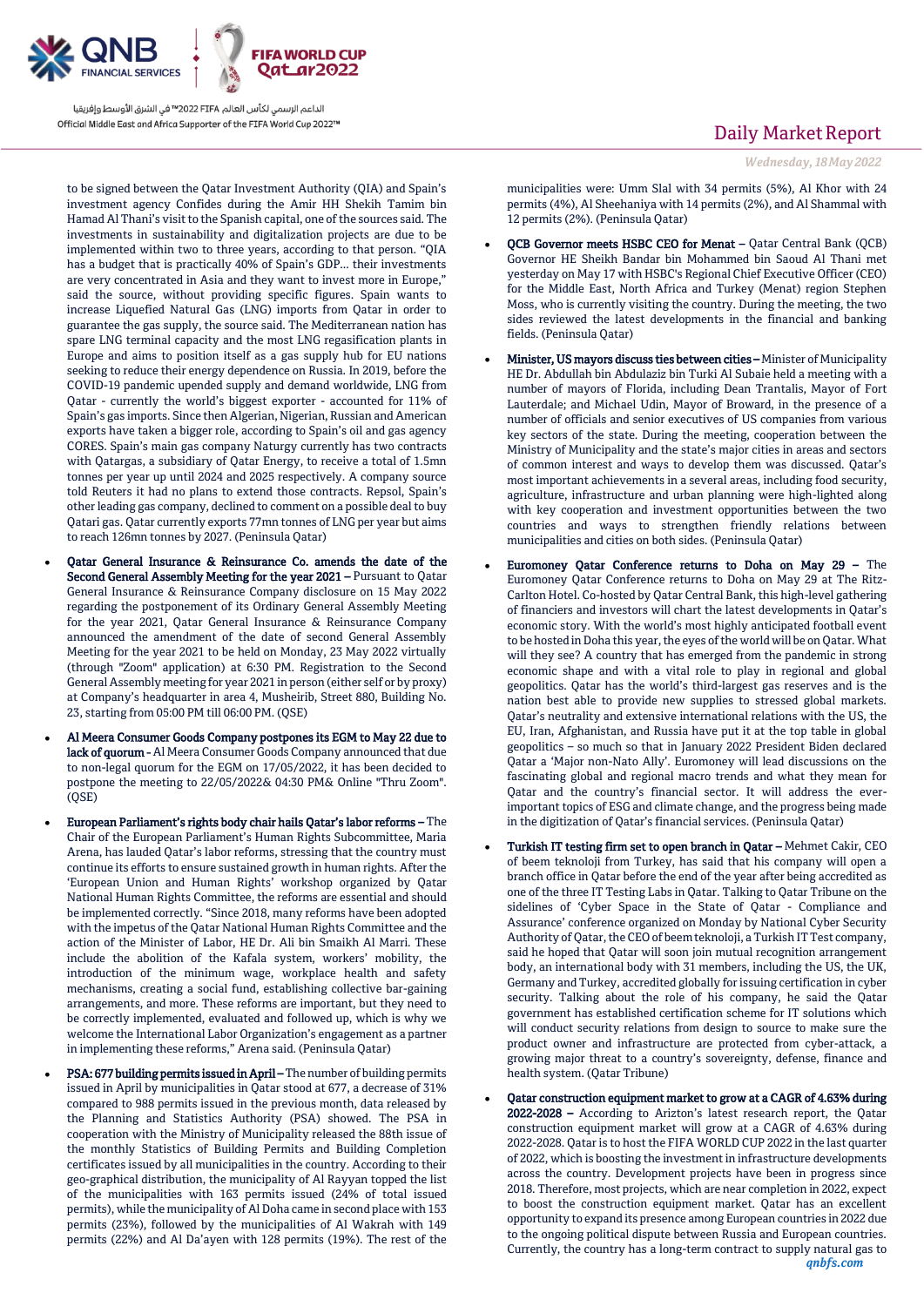to be signed between the Qatar Investment Authority (QIA) and Spain's investment agency Confides during the Amir HH Sheikh Tamim bin Hamad Al Thani's visit to the Spanish capital, one of the sources said. The investments in sustainability and digitalization projects are due to be implemented within two to three years, according to that person. "QIA has a budget that is practically 40% of Spain's GDP... their investments are very concentrated in Asia and they want to invest more in Europe," said the source, without providing specific figures. Spain wants to increase Liquefied Natural Gas (LNG) imports from Qatar in order to guarantee the gas supply, the source said. The Mediterranean nation has spare LNG terminal capacity and the most LNG regasification plants in Europe and aims to position itself as a gas supply hub for EU nations seeking to reduce their energy dependence on Russia. In 2019, before the COVID-19 pandemic upended supply and demand worldwide, LNG from Qatar - currently the world's biggest exporter - accounted for 11% of Spain's gas imports. Since then Algerian, Nigerian, Russian and American exports have taken a bigger role, according to Spain's oil and gas agency CORES. Spain's main gas company Naturgy currently has two contracts with Qatargas, a subsidiary of Qatar Energy, to receive a total of 1.5mn tonnes per year up until 2024 and 2025 respectively. A company source told Reuters it had no plans to extend those contracts. Repsol, Spain's other leading gas company, declined to comment on a possible deal to buy Qatari gas. Qatar currently exports 77mn tonnes of LNG per year but aims to reach 126mn tonnes by 2027. (Peninsula Qatar)

- **Qatar General Insurance & Reinsurance Co. amends the date of the Second General Assembly Meeting for the year 2021 –** Pursuant to Qatar General Insurance & Reinsurance Company disclosure on 15 May 2022 regarding the postponement of its Ordinary General Assembly Meeting for the year 2021, Qatar General Insurance & Reinsurance Company announced the amendment of the date of second General Assembly Meeting for the year 2021 to be held on Monday, 23 May 2022 virtually (through "Zoom" application) at 6:30 PM. Registration to the Second General Assembly meeting for year 2021 in person (either self or by proxy) at Company's headquarter in area 4, Musheirib, Street 880, Building No. 23, starting from 05:00 PM till 06:00 PM. (QSE)

- **Al Meera Consumer Goods Company postpones its EGM to May 22 due to lack of quorum -** Al Meera Consumer Goods Company announced that due to non-legal quorum for the EGM on 17/05/2022, it has been decided to postpone the meeting to 22/05/2022& 04:30 PM& Online "Thru Zoom". (QSE)

- **European Parliament's rights body chair hails Qatar's labor reforms –** The Chair of the European Parliament's Human Rights Subcommittee, Maria Arena, has lauded Qatar's labor reforms, stressing that the country must continue its efforts to ensure sustained growth in human rights. After the 'European Union and Human Rights' workshop organized by Qatar National Human Rights Committee, the reforms are essential and should be implemented correctly. "Since 2018, many reforms have been adopted with the impetus of the Qatar National Human Rights Committee and the action of the Minister of Labor, HE Dr. Ali bin Smaikh Al Marri. These include the abolition of the Kafala system, workers' mobility, the introduction of the minimum wage, workplace health and safety mechanisms, creating a social fund, establishing collective bar-gaining arrangements, and more. These reforms are important, but they need to be correctly implemented, evaluated and followed up, which is why we welcome the International Labor Organization's engagement as a partner in implementing these reforms," Arena said. (Peninsula Qatar)

- **PSA: 677 building permits issued in April –** The number of building permits issued in April by municipalities in Qatar stood at 677, a decrease of 31% compared to 988 permits issued in the previous month, data released by the Planning and Statistics Authority (PSA) showed. The PSA in cooperation with the Ministry of Municipality released the 88th issue of the monthly Statistics of Building Permits and Building Completion certificates issued by all municipalities in the country. According to their geo-graphical distribution, the municipality of Al Rayyan topped the list of the municipalities with 163 permits issued (24% of total issued permits), while the municipality of Al Doha came in second place with 153 permits (23%), followed by the municipalities of Al Wakrah with 149 permits (22%) and Al Da'ayen with 128 permits (19%). The rest of the municipalities were: Umm Slal with 34 permits (5%), Al Khor with 24 permits (4%), Al Sheehaniya with 14 permits (2%), and Al Shammal with 12 permits (2%). (Peninsula Qatar)

- **QCB Governor meets HSBC CEO for Menat –** Qatar Central Bank (QCB) Governor HE Sheikh Bandar bin Mohammed bin Saoud Al Thani met yesterday on May 17 with HSBC's Regional Chief Executive Officer (CEO) for the Middle East, North Africa and Turkey (Menat) region Stephen Moss, who is currently visiting the country. During the meeting, the two sides reviewed the latest developments in the financial and banking fields. (Peninsula Qatar)

- **Minister, US mayors discuss ties between cities –** Minister of Municipality HE Dr. Abdullah bin Abdulaziz bin Turki Al Subaie held a meeting with a number of mayors of Florida, including Dean Trantalis, Mayor of Fort Lauderdale; and Michael Udin, Mayor of Broward, in the presence of a number of officials and senior executives of US companies from various key sectors of the state. During the meeting, cooperation between the Ministry of Municipality and the state's major cities in areas and sectors of common interest and ways to develop them was discussed. Qatar's most important achievements in a several areas, including food security, agriculture, infrastructure and urban planning were high-lighted along with key cooperation and investment opportunities between the two countries and ways to strengthen friendly relations between municipalities and cities on both sides. (Peninsula Qatar)

- **Euromoney Qatar Conference returns to Doha on May 29 –** The Euromoney Qatar Conference returns to Doha on May 29 at The Ritz-Carlton Hotel. Co-hosted by Qatar Central Bank, this high-level gathering of financiers and investors will chart the latest developments in Qatar's economic story. With the world's most highly anticipated football event to be hosted in Doha this year, the eyes of the world will be on Qatar. What will they see? A country that has emerged from the pandemic in strong economic shape and with a vital role to play in regional and global geopolitics. Qatar has the world's third-largest gas reserves and is the nation best able to provide new supplies to stressed global markets. Qatar's neutrality and extensive international relations with the US, the EU, Iran, Afghanistan, and Russia have put it at the top table in global geopolitics – so much so that in January 2022 President Biden declared Qatar a 'Major non-Nato Ally'. Euromoney will lead discussions on the fascinating global and regional macro trends and what they mean for Qatar and the country's financial sector. It will address the ever-important topics of ESG and climate change, and the progress being made in the digitization of Qatar's financial services. (Peninsula Qatar)

- **Turkish IT testing firm set to open branch in Qatar –** Mehmet Cakir, CEO of beem teknoloji from Turkey, has said that his company will open a branch office in Qatar before the end of the year after being accredited as one of the three IT Testing Labs in Qatar. Talking to Qatar Tribune on the sidelines of 'Cyber Space in the State of Qatar - Compliance and Assurance' conference organized on Monday by National Cyber Security Authority of Qatar, the CEO of beem teknoloji, a Turkish IT Test company, said he hoped that Qatar will soon join mutual recognition arrangement body, an international body with 31 members, including the US, the UK, Germany and Turkey, accredited globally for issuing certification in cyber security. Talking about the role of his company, he said the Qatar government has established certification scheme for IT solutions which will conduct security relations from design to source to make sure the product owner and infrastructure are protected from cyber-attack, a growing major threat to a country's sovereignty, defense, finance and health system. (Qatar Tribune)

- **Qatar construction equipment market to grow at a CAGR of 4.63% during 2022-2028 –** According to Arizton's latest research report, the Qatar construction equipment market will grow at a CAGR of 4.63% during 2022-2028. Qatar is to host the FIFA WORLD CUP 2022 in the last quarter of 2022, which is boosting the investment in infrastructure developments across the country. Development projects have been in progress since 2018. Therefore, most projects, which are near completion in 2022, expect to boost the construction equipment market. Qatar has an excellent opportunity to expand its presence among European countries in 2022 due to the ongoing political dispute between Russia and European countries. Currently, the country has a long-term contract to supply natural gas to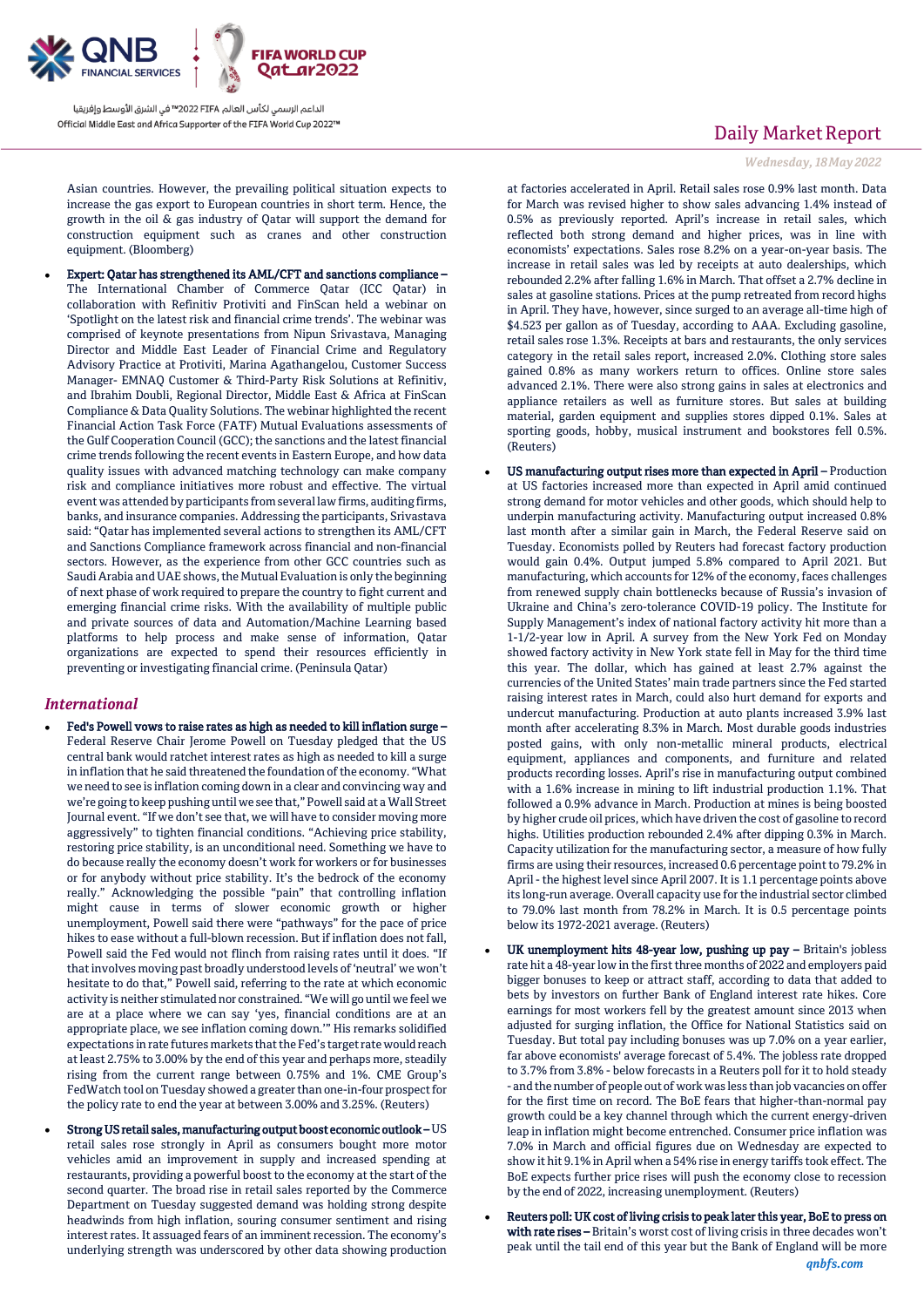Asian countries. However, the prevailing political situation expects to increase the gas export to European countries in short term. Hence, the growth in the oil & gas industry of Qatar will support the demand for construction equipment such as cranes and other construction equipment. (Bloomberg)

- **Expert: Qatar has strengthened its AML/CFT and sanctions compliance –** The International Chamber of Commerce Qatar (ICC Qatar) in collaboration with Refinitiv Protiviti and FinScan held a webinar on 'Spotlight on the latest risk and financial crime trends'. The webinar was comprised of keynote presentations from Nipun Srivastava, Managing Director and Middle East Leader of Financial Crime and Regulatory Advisory Practice at Protiviti, Marina Agathangelou, Customer Success Manager- EMNAQ Customer & Third-Party Risk Solutions at Refinitiv, and Ibrahim Doubli, Regional Director, Middle East & Africa at FinScan Compliance & Data Quality Solutions. The webinar highlighted the recent Financial Action Task Force (FATF) Mutual Evaluations assessments of the Gulf Cooperation Council (GCC); the sanctions and the latest financial crime trends following the recent events in Eastern Europe, and how data quality issues with advanced matching technology can make company risk and compliance initiatives more robust and effective. The virtual event was attended by participants from several law firms, auditing firms, banks, and insurance companies. Addressing the participants, Srivastava said: "Qatar has implemented several actions to strengthen its AML/CFT and Sanctions Compliance framework across financial and non-financial sectors. However, as the experience from other GCC countries such as Saudi Arabia and UAE shows, the Mutual Evaluation is only the beginning of next phase of work required to prepare the country to fight current and emerging financial crime risks. With the availability of multiple public and private sources of data and Automation/Machine Learning based platforms to help process and make sense of information, Qatar organizations are expected to spend their resources efficiently in preventing or investigating financial crime. (Peninsula Qatar)

## International

- **Fed's Powell vows to raise rates as high as needed to kill inflation surge –** Federal Reserve Chair Jerome Powell on Tuesday pledged that the US central bank would ratchet interest rates as high as needed to kill a surge in inflation that he said threatened the foundation of the economy. "What we need to see is inflation coming down in a clear and convincing way and we're going to keep pushing until we see that," Powell said at a Wall Street Journal event. "If we don't see that, we will have to consider moving more aggressively" to tighten financial conditions. "Achieving price stability, restoring price stability, is an unconditional need. Something we have to do because really the economy doesn't work for workers or for businesses or for anybody without price stability. It's the bedrock of the economy really." Acknowledging the possible "pain" that controlling inflation might cause in terms of slower economic growth or higher unemployment, Powell said there were "pathways" for the pace of price hikes to ease without a full-blown recession. But if inflation does not fall, Powell said the Fed would not flinch from raising rates until it does. "If that involves moving past broadly understood levels of 'neutral' we won't hesitate to do that," Powell said, referring to the rate at which economic activity is neither stimulated nor constrained. "We will go until we feel we are at a place where we can say 'yes, financial conditions are at an appropriate place, we see inflation coming down.'" His remarks solidified expectations in rate futures markets that the Fed's target rate would reach at least 2.75% to 3.00% by the end of this year and perhaps more, steadily rising from the current range between 0.75% and 1%. CME Group's FedWatch tool on Tuesday showed a greater than one-in-four prospect for the policy rate to end the year at between 3.00% and 3.25%. (Reuters)

- **Strong US retail sales, manufacturing output boost economic outlook –** US retail sales rose strongly in April as consumers bought more motor vehicles amid an improvement in supply and increased spending at restaurants, providing a powerful boost to the economy at the start of the second quarter. The broad rise in retail sales reported by the Commerce Department on Tuesday suggested demand was holding strong despite headwinds from high inflation, souring consumer sentiment and rising interest rates. It assuaged fears of an imminent recession. The economy's underlying strength was underscored by other data showing production at factories accelerated in April. Retail sales rose 0.9% last month. Data for March was revised higher to show sales advancing 1.4% instead of 0.5% as previously reported. April's increase in retail sales, which reflected both strong demand and higher prices, was in line with economists' expectations. Sales rose 8.2% on a year-on-year basis. The increase in retail sales was led by receipts at auto dealerships, which rebounded 2.2% after falling 1.6% in March. That offset a 2.7% decline in sales at gasoline stations. Prices at the pump retreated from record highs in April. They have, however, since surged to an average all-time high of $4.523 per gallon as of Tuesday, according to AAA. Excluding gasoline, retail sales rose 1.3%. Receipts at bars and restaurants, the only services category in the retail sales report, increased 2.0%. Clothing store sales gained 0.8% as many workers return to offices. Online store sales advanced 2.1%. There were also strong gains in sales at electronics and appliance retailers as well as furniture stores. But sales at building material, garden equipment and supplies stores dipped 0.1%. Sales at sporting goods, hobby, musical instrument and bookstores fell 0.5%. (Reuters)

- **US manufacturing output rises more than expected in April –** Production at US factories increased more than expected in April amid continued strong demand for motor vehicles and other goods, which should help to underpin manufacturing activity. Manufacturing output increased 0.8% last month after a similar gain in March, the Federal Reserve said on Tuesday. Economists polled by Reuters had forecast factory production would gain 0.4%. Output jumped 5.8% compared to April 2021. But manufacturing, which accounts for 12% of the economy, faces challenges from renewed supply chain bottlenecks because of Russia's invasion of Ukraine and China's zero-tolerance COVID-19 policy. The Institute for Supply Management's index of national factory activity hit more than a 1-1/2-year low in April. A survey from the New York Fed on Monday showed factory activity in New York state fell in May for the third time this year. The dollar, which has gained at least 2.7% against the currencies of the United States' main trade partners since the Fed started raising interest rates in March, could also hurt demand for exports and undercut manufacturing. Production at auto plants increased 3.9% last month after accelerating 8.3% in March. Most durable goods industries posted gains, with only non-metallic mineral products, electrical equipment, appliances and components, and furniture and related products recording losses. April's rise in manufacturing output combined with a 1.6% increase in mining to lift industrial production 1.1%. That followed a 0.9% advance in March. Production at mines is being boosted by higher crude oil prices, which have driven the cost of gasoline to record highs. Utilities production rebounded 2.4% after dipping 0.3% in March. Capacity utilization for the manufacturing sector, a measure of how fully firms are using their resources, increased 0.6 percentage point to 79.2% in April - the highest level since April 2007. It is 1.1 percentage points above its long-run average. Overall capacity use for the industrial sector climbed to 79.0% last month from 78.2% in March. It is 0.5 percentage points below its 1972-2021 average. (Reuters)

- **UK unemployment hits 48-year low, pushing up pay –** Britain's jobless rate hit a 48-year low in the first three months of 2022 and employers paid bigger bonuses to keep or attract staff, according to data that added to bets by investors on further Bank of England interest rate hikes. Core earnings for most workers fell by the greatest amount since 2013 when adjusted for surging inflation, the Office for National Statistics said on Tuesday. But total pay including bonuses was up 7.0% on a year earlier, far above economists' average forecast of 5.4%. The jobless rate dropped to 3.7% from 3.8% - below forecasts in a Reuters poll for it to hold steady - and the number of people out of work was less than job vacancies on offer for the first time on record. The BoE fears that higher-than-normal pay growth could be a key channel through which the current energy-driven leap in inflation might become entrenched. Consumer price inflation was 7.0% in March and official figures due on Wednesday are expected to show it hit 9.1% in April when a 54% rise in energy tariffs took effect. The BoE expects further price rises will push the economy close to recession by the end of 2022, increasing unemployment. (Reuters)

- **Reuters poll: UK cost of living crisis to peak later this year, BoE to press on with rate rises –** Britain's worst cost of living crisis in three decades won't peak until the tail end of this year but the Bank of England will be more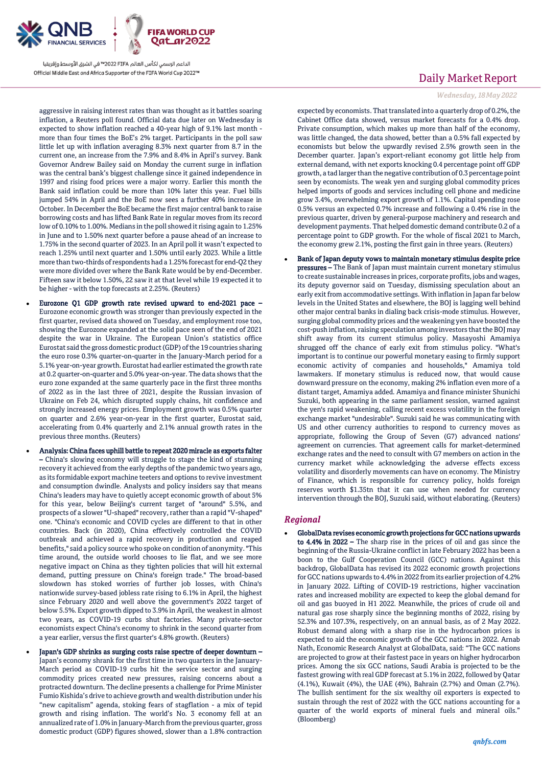aggressive in raising interest rates than was thought as it battles soaring inflation, a Reuters poll found. Official data due later on Wednesday is expected to show inflation reached a 40-year high of 9.1% last month - more than four times the BoE's 2% target. Participants in the poll saw little let up with inflation averaging 8.3% next quarter from 8.7 in the current one, an increase from the 7.9% and 8.4% in April's survey. Bank Governor Andrew Bailey said on Monday the current surge in inflation was the central bank's biggest challenge since it gained independence in 1997 and rising food prices were a major worry. Earlier this month the Bank said inflation could be more than 10% later this year. Fuel bills jumped 54% in April and the BoE now sees a further 40% increase in October. In December the BoE became the first major central bank to raise borrowing costs and has lifted Bank Rate in regular moves from its record low of 0.10% to 1.00%. Medians in the poll showed it rising again to 1.25% in June and to 1.50% next quarter before a pause ahead of an increase to 1.75% in the second quarter of 2023. In an April poll it wasn't expected to reach 1.25% until next quarter and 1.50% until early 2023. While a little more than two-thirds of respondents had a 1.25% forecast for end-Q2 they were more divided over where the Bank Rate would be by end-December. Fifteen saw it below 1.50%, 22 saw it at that level while 19 expected it to be higher - with the top forecasts at 2.25%. (Reuters)

- **Eurozone Q1 GDP growth rate revised upward to end-2021 pace –** Eurozone economic growth was stronger than previously expected in the first quarter, revised data showed on Tuesday, and employment rose too, showing the Eurozone expanded at the solid pace seen of the end of 2021 despite the war in Ukraine. The European Union's statistics office Eurostat said the gross domestic product (GDP) of the 19 countries sharing the euro rose 0.3% quarter-on-quarter in the January-March period for a 5.1% year-on-year growth. Eurostat had earlier estimated the growth rate at 0.2 quarter-on-quarter and 5.0% year-on-year. The data shows that the euro zone expanded at the same quarterly pace in the first three months of 2022 as in the last three of 2021, despite the Russian invasion of Ukraine on Feb 24, which disrupted supply chains, hit confidence and strongly increased energy prices. Employment growth was 0.5% quarter on quarter and 2.6% year-on-year in the first quarter, Eurostat said, accelerating from 0.4% quarterly and 2.1% annual growth rates in the previous three months. (Reuters)

- **Analysis: China faces uphill battle to repeat 2020 miracle as exports falter –** China's slowing economy will struggle to stage the kind of stunning recovery it achieved from the early depths of the pandemic two years ago, as its formidable export machine teeters and options to revive investment and consumption dwindle. Analysts and policy insiders say that means China's leaders may have to quietly accept economic growth of about 5% for this year, below Beijing's current target of "around" 5.5%, and prospects of a slower "U-shaped" recovery, rather than a rapid "V-shaped" one. "China's economic and COVID cycles are different to that in other countries. Back (in 2020), China effectively controlled the COVID outbreak and achieved a rapid recovery in production and reaped benefits," said a policy source who spoke on condition of anonymity. "This time around, the outside world chooses to lie flat, and we see more negative impact on China as they tighten policies that will hit external demand, putting pressure on China's foreign trade." The broad-based slowdown has stoked worries of further job losses, with China's nationwide survey-based jobless rate rising to 6.1% in April, the highest since February 2020 and well above the government's 2022 target of below 5.5%. Export growth dipped to 3.9% in April, the weakest in almost two years, as COVID-19 curbs shut factories. Many private-sector economists expect China's economy to shrink in the second quarter from a year earlier, versus the first quarter's 4.8% growth. (Reuters)

- **Japan's GDP shrinks as surging costs raise spectre of deeper downturn –** Japan's economy shrank for the first time in two quarters in the January-March period as COVID-19 curbs hit the service sector and surging commodity prices created new pressures, raising concerns about a protracted downturn. The decline presents a challenge for Prime Minister Fumio Kishida's drive to achieve growth and wealth distribution under his "new capitalism" agenda, stoking fears of stagflation - a mix of tepid growth and rising inflation. The world's No. 3 economy fell at an annualized rate of 1.0% in January-March from the previous quarter, gross domestic product (GDP) figures showed, slower than a 1.8% contraction expected by economists. That translated into a quarterly drop of 0.2%, the Cabinet Office data showed, versus market forecasts for a 0.4% drop. Private consumption, which makes up more than half of the economy, was little changed, the data showed, better than a 0.5% fall expected by economists but below the upwardly revised 2.5% growth seen in the December quarter. Japan's export-reliant economy got little help from external demand, with net exports knocking 0.4 percentage point off GDP growth, a tad larger than the negative contribution of 0.3 percentage point seen by economists. The weak yen and surging global commodity prices helped imports of goods and services including cell phone and medicine grow 3.4%, overwhelming export growth of 1.1%. Capital spending rose 0.5% versus an expected 0.7% increase and following a 0.4% rise in the previous quarter, driven by general-purpose machinery and research and development payments. That helped domestic demand contribute 0.2 of a percentage point to GDP growth. For the whole of fiscal 2021 to March, the economy grew 2.1%, posting the first gain in three years. (Reuters)

- **Bank of Japan deputy vows to maintain monetary stimulus despite price pressures –** The Bank of Japan must maintain current monetary stimulus to create sustainable increases in prices, corporate profits, jobs and wages, its deputy governor said on Tuesday, dismissing speculation about an early exit from accommodative settings. With inflation in Japan far below levels in the United States and elsewhere, the BOJ is lagging well behind other major central banks in dialing back crisis-mode stimulus. However, surging global commodity prices and the weakening yen have boosted the cost-push inflation, raising speculation among investors that the BOJ may shift away from its current stimulus policy. Masayoshi Amamiya shrugged off the chance of early exit from stimulus policy. "What's important is to continue our powerful monetary easing to firmly support economic activity of companies and households," Amamiya told lawmakers. If monetary stimulus is reduced now, that would cause downward pressure on the economy, making 2% inflation even more of a distant target, Amamiya added. Amamiya and finance minister Shunichi Suzuki, both appearing in the same parliament session, warned against the yen's rapid weakening, calling recent excess volatility in the foreign exchange market "undesirable". Suzuki said he was communicating with US and other currency authorities to respond to currency moves as appropriate, following the Group of Seven (G7) advanced nations' agreement on currencies. That agreement calls for market-determined exchange rates and the need to consult with G7 members on action in the currency market while acknowledging the adverse effects excess volatility and disorderly movements can have on economy. The Ministry of Finance, which is responsible for currency policy, holds foreign reserves worth $1.35tn that it can use when needed for currency intervention through the BOJ, Suzuki said, without elaborating. (Reuters)

## *Regional*

- **GlobalData revises economic growth projections for GCC nations upwards to 4.4% in 2022 –** The sharp rise in the prices of oil and gas since the beginning of the Russia-Ukraine conflict in late February 2022 has been a boon to the Gulf Cooperation Council (GCC) nations. Against this backdrop, GlobalData has revised its 2022 economic growth projections for GCC nations upwards to 4.4% in 2022 from its earlier projection of 4.2% in January 2022. Lifting of COVID-19 restrictions, higher vaccination rates and increased mobility are expected to keep the global demand for oil and gas buoyed in H1 2022. Meanwhile, the prices of crude oil and natural gas rose sharply since the beginning months of 2022, rising by 52.3% and 107.3%, respectively, on an annual basis, as of 2 May 2022. Robust demand along with a sharp rise in the hydrocarbon prices is expected to aid the economic growth of the GCC nations in 2022. Arnab Nath, Economic Research Analyst at GlobalData, said: "The GCC nations are projected to grow at their fastest pace in years on higher hydrocarbon prices. Among the six GCC nations, Saudi Arabia is projected to be the fastest growing with real GDP forecast at 5.1% in 2022, followed by Qatar (4.1%), Kuwait (4%), the UAE (4%), Bahrain (2.7%) and Oman (2.7%). The bullish sentiment for the six wealthy oil exporters is expected to sustain through the rest of 2022 with the GCC nations accounting for a quarter of the world exports of mineral fuels and mineral oils." (Bloomberg)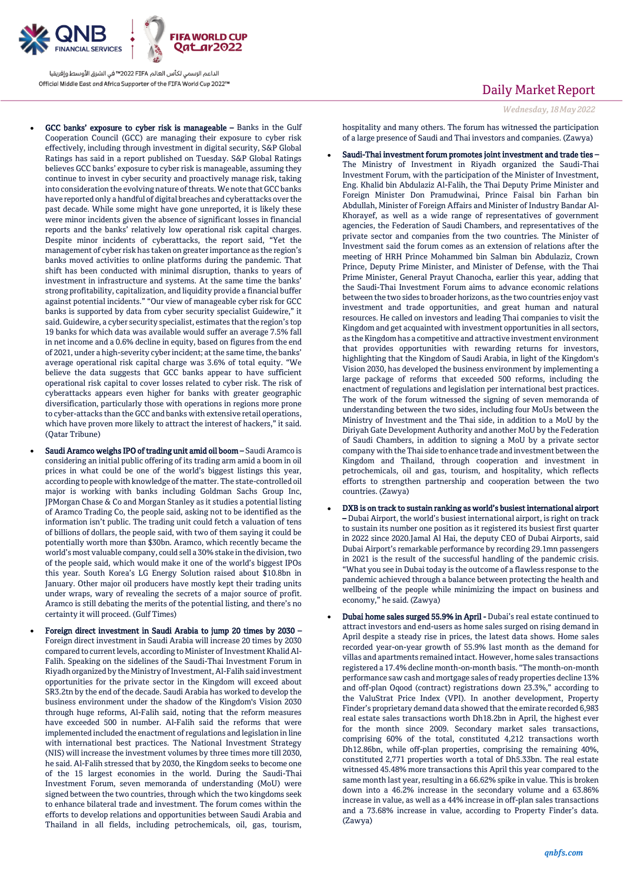- **GCC banks' exposure to cyber risk is manageable –** Banks in the Gulf Cooperation Council (GCC) are managing their exposure to cyber risk effectively, including through investment in digital security, S&P Global Ratings has said in a report published on Tuesday. S&P Global Ratings believes GCC banks' exposure to cyber risk is manageable, assuming they continue to invest in cyber security and proactively manage risk, taking into consideration the evolving nature of threats. We note that GCC banks have reported only a handful of digital breaches and cyberattacks over the past decade. While some might have gone unreported, it is likely these were minor incidents given the absence of significant losses in financial reports and the banks' relatively low operational risk capital charges. Despite minor incidents of cyberattacks, the report said, "Yet the management of cyber risk has taken on greater importance as the region's banks moved activities to online platforms during the pandemic. That shift has been conducted with minimal disruption, thanks to years of investment in infrastructure and systems. At the same time the banks' strong profitability, capitalization, and liquidity provide a financial buffer against potential incidents." "Our view of manageable cyber risk for GCC banks is supported by data from cyber security specialist Guidewire," it said. Guidewire, a cyber security specialist, estimates that the region's top 19 banks for which data was available would suffer an average 7.5% fall in net income and a 0.6% decline in equity, based on figures from the end of 2021, under a high-severity cyber incident; at the same time, the banks' average operational risk capital charge was 3.6% of total equity. "We believe the data suggests that GCC banks appear to have sufficient operational risk capital to cover losses related to cyber risk. The risk of cyberattacks appears even higher for banks with greater geographic diversification, particularly those with operations in regions more prone to cyber-attacks than the GCC and banks with extensive retail operations, which have proven more likely to attract the interest of hackers," it said. (Qatar Tribune)
- **Saudi Aramco weighs IPO of trading unit amid oil boom –** Saudi Aramco is considering an initial public offering of its trading arm amid a boom in oil prices in what could be one of the world's biggest listings this year, according to people with knowledge of the matter. The state-controlled oil major is working with banks including Goldman Sachs Group Inc, JPMorgan Chase & Co and Morgan Stanley as it studies a potential listing of Aramco Trading Co, the people said, asking not to be identified as the information isn't public. The trading unit could fetch a valuation of tens of billions of dollars, the people said, with two of them saying it could be potentially worth more than $30bn. Aramco, which recently became the world's most valuable company, could sell a 30% stake in the division, two of the people said, which would make it one of the world's biggest IPOs this year. South Korea's LG Energy Solution raised about $10.8bn in January. Other major oil producers have mostly kept their trading units under wraps, wary of revealing the secrets of a major source of profit. Aramco is still debating the merits of the potential listing, and there's no certainty it will proceed. (Gulf Times)
- **Foreign direct investment in Saudi Arabia to jump 20 times by 2030 –** Foreign direct investment in Saudi Arabia will increase 20 times by 2030 compared to current levels, according to Minister of Investment Khalid Al-Falih. Speaking on the sidelines of the Saudi-Thai Investment Forum in Riyadh organized by the Ministry of Investment, Al-Falih said investment opportunities for the private sector in the Kingdom will exceed about SR3.2tn by the end of the decade. Saudi Arabia has worked to develop the business environment under the shadow of the Kingdom's Vision 2030 through huge reforms, Al-Falih said, noting that the reform measures have exceeded 500 in number. Al-Falih said the reforms that were implemented included the enactment of regulations and legislation in line with international best practices. The National Investment Strategy (NIS) will increase the investment volumes by three times more till 2030, he said. Al-Falih stressed that by 2030, the Kingdom seeks to become one of the 15 largest economies in the world. During the Saudi-Thai Investment Forum, seven memoranda of understanding (MoU) were signed between the two countries, through which the two kingdoms seek to enhance bilateral trade and investment. The forum comes within the efforts to develop relations and opportunities between Saudi Arabia and Thailand in all fields, including petrochemicals, oil, gas, tourism, hospitality and many others. The forum has witnessed the participation of a large presence of Saudi and Thai investors and companies. (Zawya)
- **Saudi-Thai investment forum promotes joint investment and trade ties –** The Ministry of Investment in Riyadh organized the Saudi-Thai Investment Forum, with the participation of the Minister of Investment, Eng. Khalid bin Abdulaziz Al-Falih, the Thai Deputy Prime Minister and Foreign Minister Don Pramudwinai, Prince Faisal bin Farhan bin Abdullah, Minister of Foreign Affairs and Minister of Industry Bandar Al-Khorayef, as well as a wide range of representatives of government agencies, the Federation of Saudi Chambers, and representatives of the private sector and companies from the two countries. The Minister of Investment said the forum comes as an extension of relations after the meeting of HRH Prince Mohammed bin Salman bin Abdulaziz, Crown Prince, Deputy Prime Minister, and Minister of Defense, with the Thai Prime Minister, General Prayut Chanocha, earlier this year, adding that the Saudi-Thai Investment Forum aims to advance economic relations between the two sides to broader horizons, as the two countries enjoy vast investment and trade opportunities, and great human and natural resources. He called on investors and leading Thai companies to visit the Kingdom and get acquainted with investment opportunities in all sectors, as the Kingdom has a competitive and attractive investment environment that provides opportunities with rewarding returns for investors, highlighting that the Kingdom of Saudi Arabia, in light of the Kingdom's Vision 2030, has developed the business environment by implementing a large package of reforms that exceeded 500 reforms, including the enactment of regulations and legislation per international best practices. The work of the forum witnessed the signing of seven memoranda of understanding between the two sides, including four MoUs between the Ministry of Investment and the Thai side, in addition to a MoU by the Diriyah Gate Development Authority and another MoU by the Federation of Saudi Chambers, in addition to signing a MoU by a private sector company with the Thai side to enhance trade and investment between the Kingdom and Thailand, through cooperation and investment in petrochemicals, oil and gas, tourism, and hospitality, which reflects efforts to strengthen partnership and cooperation between the two countries. (Zawya)
- **DXB is on track to sustain ranking as world's busiest international airport –** Dubai Airport, the world's busiest international airport, is right on track to sustain its number one position as it registered its busiest first quarter in 2022 since 2020.Jamal Al Hai, the deputy CEO of Dubai Airports, said Dubai Airport's remarkable performance by recording 29.1mn passengers in 2021 is the result of the successful handling of the pandemic crisis. "What you see in Dubai today is the outcome of a flawless response to the pandemic achieved through a balance between protecting the health and wellbeing of the people while minimizing the impact on business and economy," he said. (Zawya)
- **Dubai home sales surged 55.9% in April -** Dubai's real estate continued to attract investors and end-users as home sales surged on rising demand in April despite a steady rise in prices, the latest data shows. Home sales recorded year-on-year growth of 55.9% last month as the demand for villas and apartments remained intact. However, home sales transactions registered a 17.4% decline month-on-month basis. "The month-on-month performance saw cash and mortgage sales of ready properties decline 13% and off-plan Oqood (contract) registrations down 23.3%," according to the ValuStrat Price Index (VPI). In another development, Property Finder's proprietary demand data showed that the emirate recorded 6,983 real estate sales transactions worth Dh18.2bn in April, the highest ever for the month since 2009. Secondary market sales transactions, comprising 60% of the total, constituted 4,212 transactions worth Dh12.86bn, while off-plan properties, comprising the remaining 40%, constituted 2,771 properties worth a total of Dh5.33bn. The real estate witnessed 45.48% more transactions this April this year compared to the same month last year, resulting in a 66.62% spike in value. This is broken down into a 46.2% increase in the secondary volume and a 63.86% increase in value, as well as a 44% increase in off-plan sales transactions and a 73.68% increase in value, according to Property Finder's data. (Zawya)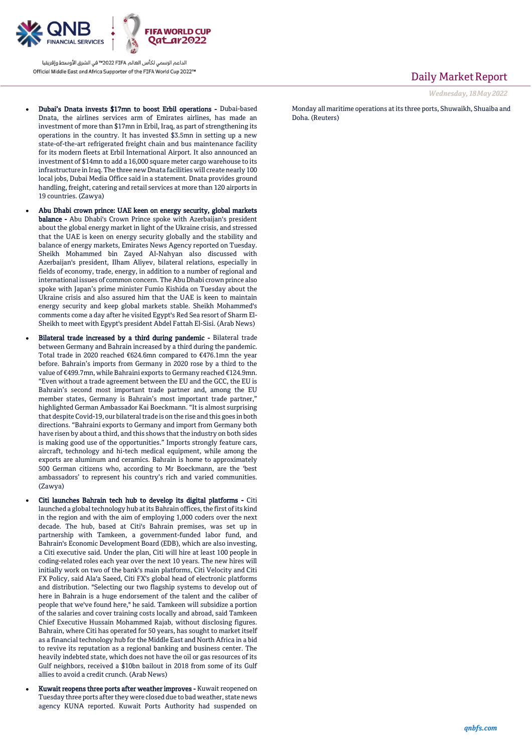- **Dubai's Dnata invests $17mn to boost Erbil operations -** Dubai-based Dnata, the airlines services arm of Emirates airlines, has made an investment of more than $17mn in Erbil, Iraq, as part of strengthening its operations in the country. It has invested $3.5mn in setting up a new state-of-the-art refrigerated freight chain and bus maintenance facility for its modern fleets at Erbil International Airport. It also announced an investment of $14mn to add a 16,000 square meter cargo warehouse to its infrastructure in Iraq. The three new Dnata facilities will create nearly 100 local jobs, Dubai Media Office said in a statement. Dnata provides ground handling, freight, catering and retail services at more than 120 airports in 19 countries. (Zawya)

- **Abu Dhabi crown prince: UAE keen on energy security, global markets balance -** Abu Dhabi's Crown Prince spoke with Azerbaijan's president about the global energy market in light of the Ukraine crisis, and stressed that the UAE is keen on energy security globally and the stability and balance of energy markets, Emirates News Agency reported on Tuesday. Sheikh Mohammed bin Zayed Al-Nahyan also discussed with Azerbaijan's president, Ilham Aliyev, bilateral relations, especially in fields of economy, trade, energy, in addition to a number of regional and international issues of common concern. The Abu Dhabi crown prince also spoke with Japan's prime minister Fumio Kishida on Tuesday about the Ukraine crisis and also assured him that the UAE is keen to maintain energy security and keep global markets stable. Sheikh Mohammed's comments come a day after he visited Egypt's Red Sea resort of Sharm El-Sheikh to meet with Egypt's president Abdel Fattah El-Sisi. (Arab News)

- **Bilateral trade increased by a third during pandemic -** Bilateral trade between Germany and Bahrain increased by a third during the pandemic. Total trade in 2020 reached €624.6mn compared to €476.1mn the year before. Bahrain's imports from Germany in 2020 rose by a third to the value of €499.7mn, while Bahraini exports to Germany reached €124.9mn. "Even without a trade agreement between the EU and the GCC, the EU is Bahrain's second most important trade partner and, among the EU member states, Germany is Bahrain's most important trade partner," highlighted German Ambassador Kai Boeckmann. "It is almost surprising that despite Covid-19, our bilateral trade is on the rise and this goes in both directions. "Bahraini exports to Germany and import from Germany both have risen by about a third, and this shows that the industry on both sides is making good use of the opportunities." Imports strongly feature cars, aircraft, technology and hi-tech medical equipment, while among the exports are aluminum and ceramics. Bahrain is home to approximately 500 German citizens who, according to Mr Boeckmann, are the 'best ambassadors' to represent his country's rich and varied communities. (Zawya)

- **Citi launches Bahrain tech hub to develop its digital platforms -** Citi launched a global technology hub at its Bahrain offices, the first of its kind in the region and with the aim of employing 1,000 coders over the next decade. The hub, based at Citi's Bahrain premises, was set up in partnership with Tamkeen, a government-funded labor fund, and Bahrain's Economic Development Board (EDB), which are also investing, a Citi executive said. Under the plan, Citi will hire at least 100 people in coding-related roles each year over the next 10 years. The new hires will initially work on two of the bank's main platforms, Citi Velocity and Citi FX Policy, said Ala'a Saeed, Citi FX's global head of electronic platforms and distribution. "Selecting our two flagship systems to develop out of here in Bahrain is a huge endorsement of the talent and the caliber of people that we've found here," he said. Tamkeen will subsidize a portion of the salaries and cover training costs locally and abroad, said Tamkeen Chief Executive Hussain Mohammed Rajab, without disclosing figures. Bahrain, where Citi has operated for 50 years, has sought to market itself as a financial technology hub for the Middle East and North Africa in a bid to revive its reputation as a regional banking and business center. The heavily indebted state, which does not have the oil or gas resources of its Gulf neighbors, received a $10bn bailout in 2018 from some of its Gulf allies to avoid a credit crunch. (Arab News)

- **Kuwait reopens three ports after weather improves -** Kuwait reopened on Tuesday three ports after they were closed due to bad weather, state news agency KUNA reported. Kuwait Ports Authority had suspended on Monday all maritime operations at its three ports, Shuwaikh, Shuaiba and Doha. (Reuters)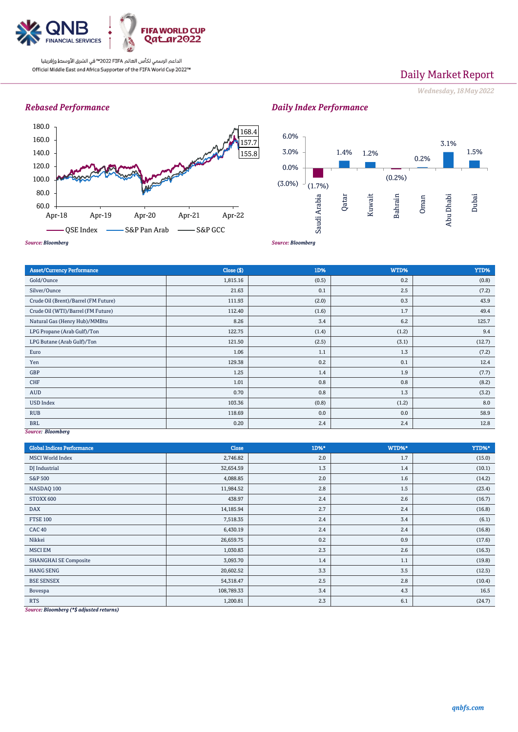## Rebased Performance

Source: Bloomberg

## Daily Index Performance

Source: Bloomberg

| Asset/Currency Performance | Close ($) | 1D% | WTD% | YTD% |
|---|---|---|---|---|
| Gold/Ounce | 1,815.16 | (0.5) | 0.2 | (0.8) |
| Silver/Ounce | 21.63 | 0.1 | 2.5 | (7.2) |
| Crude Oil (Brent)/Barrel (FM Future) | 111.93 | (2.0) | 0.3 | 43.9 |
| Crude Oil (WTI)/Barrel (FM Future) | 112.40 | (1.6) | 1.7 | 49.4 |
| Natural Gas (Henry Hub)/MMBtu | 8.26 | 3.4 | 6.2 | 125.7 |
| LPG Propane (Arab Gulf)/Ton | 122.75 | (1.4) | (1.2) | 9.4 |
| LPG Butane (Arab Gulf)/Ton | 121.50 | (2.5) | (3.1) | (12.7) |
| Euro | 1.06 | 1.1 | 1.3 | (7.2) |
| Yen | 129.38 | 0.2 | 0.1 | 12.4 |
| GBP | 1.25 | 1.4 | 1.9 | (7.7) |
| CHF | 1.01 | 0.8 | 0.8 | (8.2) |
| AUD | 0.70 | 0.8 | 1.3 | (3.2) |
| USD Index | 103.36 | (0.8) | (1.2) | 8.0 |
| RUB | 118.69 | 0.0 | 0.0 | 58.9 |
| BRL | 0.20 | 2.4 | 2.4 | 12.8 |

Source: Bloomberg

| Global Indices Performance | Close | 1D%* | WTD%* | YTD%* |
|---|---|---|---|---|
| MSCI World Index | 2,746.82 | 2.0 | 1.7 | (15.0) |
| DJ Industrial | 32,654.59 | 1.3 | 1.4 | (10.1) |
| S&P 500 | 4,088.85 | 2.0 | 1.6 | (14.2) |
| NASDAQ 100 | 11,984.52 | 2.8 | 1.5 | (23.4) |
| STOXX 600 | 438.97 | 2.4 | 2.6 | (16.7) |
| DAX | 14,185.94 | 2.7 | 2.4 | (16.8) |
| FTSE 100 | 7,518.35 | 2.4 | 3.4 | (6.1) |
| CAC 40 | 6,430.19 | 2.4 | 2.4 | (16.8) |
| Nikkei | 26,659.75 | 0.2 | 0.9 | (17.6) |
| MSCI EM | 1,030.83 | 2.3 | 2.6 | (16.3) |
| SHANGHAI SE Composite | 3,093.70 | 1.4 | 1.1 | (19.8) |
| HANG SENG | 20,602.52 | 3.3 | 3.5 | (12.5) |
| BSE SENSEX | 54,318.47 | 2.5 | 2.8 | (10.4) |
| Bovespa | 108,789.33 | 3.4 | 4.3 | 16.5 |
| RTS | 1,200.81 | 2.3 | 6.1 | (24.7) |

Source: Bloomberg (*$ adjusted returns)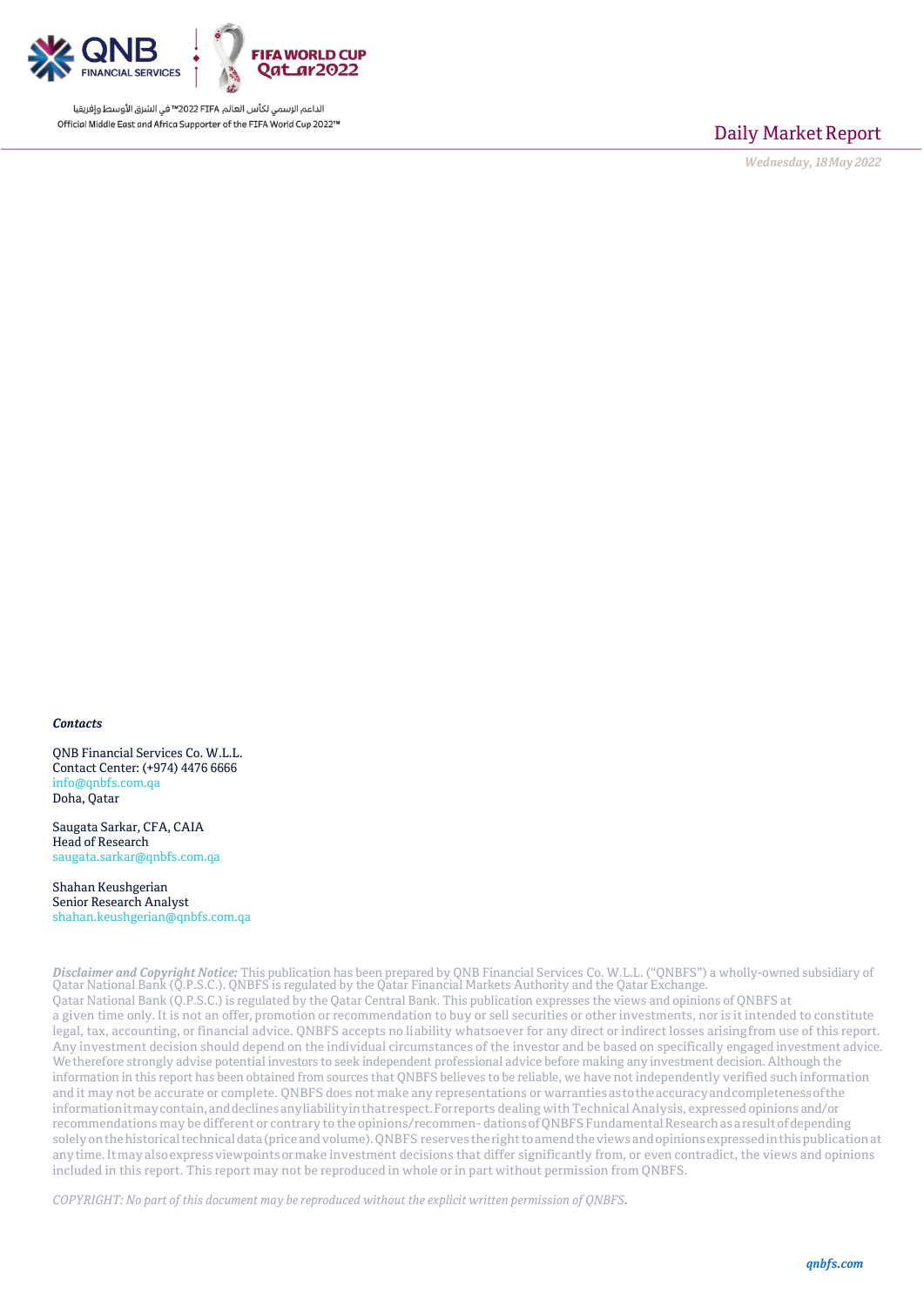***Contacts***

QNB Financial Services Co. W.L.L.
Contact Center: (+974) 4476 6666
info@qnbfs.com.qa
Doha, Qatar

Saugata Sarkar, CFA, CAIA
Head of Research
saugata.sarkar@qnbfs.com.qa

Shahan Keushgerian
Senior Research Analyst
shahan.keushgerian@qnbfs.com.qa

***Disclaimer and Copyright Notice:*** This publication has been prepared by QNB Financial Services Co. W.L.L. ("QNBFS") a wholly-owned subsidiary of Qatar National Bank (Q.P.S.C.). QNBFS is regulated by the Qatar Financial Markets Authority and the Qatar Exchange. Qatar National Bank (Q.P.S.C.) is regulated by the Qatar Central Bank. This publication expresses the views and opinions of QNBFS at a given time only. It is not an offer, promotion or recommendation to buy or sell securities or other investments, nor is it intended to constitute legal, tax, accounting, or financial advice. QNBFS accepts no liability whatsoever for any direct or indirect losses arising from use of this report. Any investment decision should depend on the individual circumstances of the investor and be based on specifically engaged investment advice. We therefore strongly advise potential investors to seek independent professional advice before making any investment decision. Although the information in this report has been obtained from sources that QNBFS believes to be reliable, we have not independently verified such information and it may not be accurate or complete. QNBFS does not make any representations or warranties as to the accuracy and completeness of the information it may contain, and declines any liability in that respect. For reports dealing with Technical Analysis, expressed opinions and/or recommendations may be different or contrary to the opinions/recommen- dations of QNBFS Fundamental Research as a result of depending solely on the historical technical data (price and volume). QNBFS reserves the right to amend the views and opinions expressed in this publication at any time. It may also express viewpoints or make investment decisions that differ significantly from, or even contradict, the views and opinions included in this report. This report may not be reproduced in whole or in part without permission from QNBFS.

*COPYRIGHT: No part of this document may be reproduced without the explicit written permission of QNBFS.*